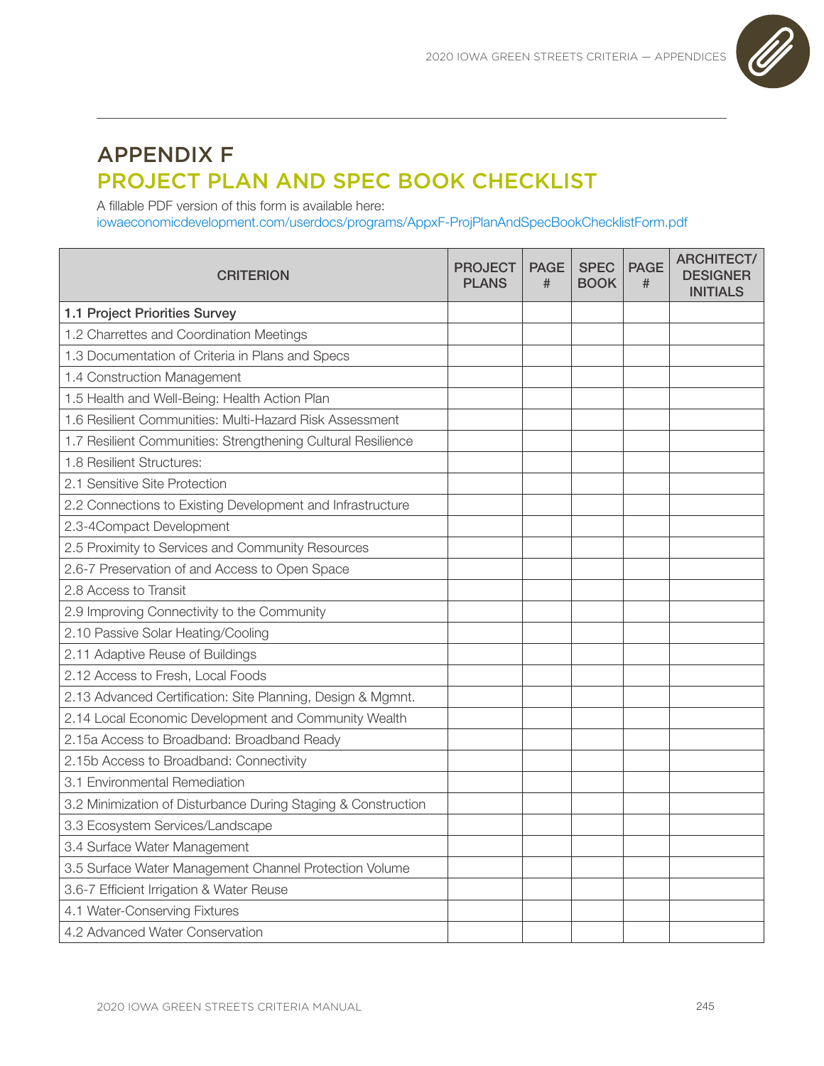# APPENDIX F

## PROJECT PLAN AND SPEC BOOK CHECKLIST

A fillable PDF version of this form is available here:
iowaeconomicdevelopment.com/userdocs/programs/AppxF-ProjPlanAndSpecBookChecklistForm.pdf

| CRITERION | PROJECT PLANS | PAGE # | SPEC BOOK | PAGE # | ARCHITECT/ DESIGNER INITIALS |
|---|---|---|---|---|---|
| **1.1 Project Priorities Survey** | | | | | |
| 1.2 Charrettes and Coordination Meetings | | | | | |
| 1.3 Documentation of Criteria in Plans and Specs | | | | | |
| 1.4 Construction Management | | | | | |
| 1.5 Health and Well-Being: Health Action Plan | | | | | |
| 1.6 Resilient Communities: Multi-Hazard Risk Assessment | | | | | |
| 1.7 Resilient Communities: Strengthening Cultural Resilience | | | | | |
| 1.8 Resilient Structures: | | | | | |
| 2.1 Sensitive Site Protection | | | | | |
| 2.2 Connections to Existing Development and Infrastructure | | | | | |
| 2.3-4Compact Development | | | | | |
| 2.5 Proximity to Services and Community Resources | | | | | |
| 2.6-7 Preservation of and Access to Open Space | | | | | |
| 2.8 Access to Transit | | | | | |
| 2.9 Improving Connectivity to the Community | | | | | |
| 2.10 Passive Solar Heating/Cooling | | | | | |
| 2.11 Adaptive Reuse of Buildings | | | | | |
| 2.12 Access to Fresh, Local Foods | | | | | |
| 2.13 Advanced Certification: Site Planning, Design & Mgmnt. | | | | | |
| 2.14 Local Economic Development and Community Wealth | | | | | |
| 2.15a Access to Broadband: Broadband Ready | | | | | |
| 2.15b Access to Broadband: Connectivity | | | | | |
| 3.1 Environmental Remediation | | | | | |
| 3.2 Minimization of Disturbance During Staging & Construction | | | | | |
| 3.3 Ecosystem Services/Landscape | | | | | |
| 3.4 Surface Water Management | | | | | |
| 3.5 Surface Water Management Channel Protection Volume | | | | | |
| 3.6-7 Efficient Irrigation & Water Reuse | | | | | |
| 4.1 Water-Conserving Fixtures | | | | | |
| 4.2 Advanced Water Conservation | | | | | |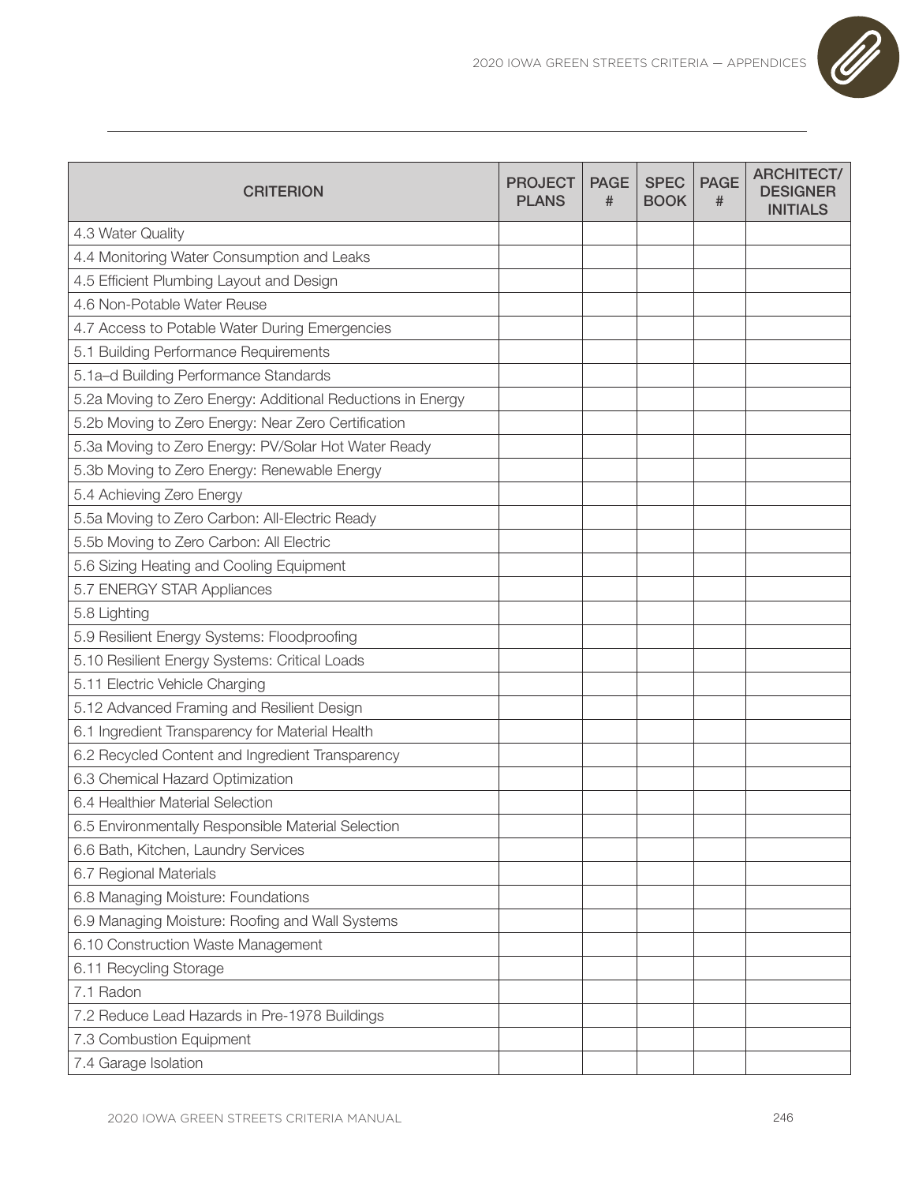| CRITERION | PROJECT PLANS | PAGE # | SPEC BOOK | PAGE # | ARCHITECT/ DESIGNER INITIALS |
|---|---|---|---|---|---|
| 4.3 Water Quality | | | | | |
| 4.4 Monitoring Water Consumption and Leaks | | | | | |
| 4.5 Efficient Plumbing Layout and Design | | | | | |
| 4.6 Non-Potable Water Reuse | | | | | |
| 4.7 Access to Potable Water During Emergencies | | | | | |
| 5.1 Building Performance Requirements | | | | | |
| 5.1a–d Building Performance Standards | | | | | |
| 5.2a Moving to Zero Energy: Additional Reductions in Energy | | | | | |
| 5.2b Moving to Zero Energy: Near Zero Certification | | | | | |
| 5.3a Moving to Zero Energy: PV/Solar Hot Water Ready | | | | | |
| 5.3b Moving to Zero Energy: Renewable Energy | | | | | |
| 5.4 Achieving Zero Energy | | | | | |
| 5.5a Moving to Zero Carbon: All-Electric Ready | | | | | |
| 5.5b Moving to Zero Carbon: All Electric | | | | | |
| 5.6 Sizing Heating and Cooling Equipment | | | | | |
| 5.7 ENERGY STAR Appliances | | | | | |
| 5.8 Lighting | | | | | |
| 5.9 Resilient Energy Systems: Floodproofing | | | | | |
| 5.10 Resilient Energy Systems: Critical Loads | | | | | |
| 5.11 Electric Vehicle Charging | | | | | |
| 5.12 Advanced Framing and Resilient Design | | | | | |
| 6.1 Ingredient Transparency for Material Health | | | | | |
| 6.2 Recycled Content and Ingredient Transparency | | | | | |
| 6.3 Chemical Hazard Optimization | | | | | |
| 6.4 Healthier Material Selection | | | | | |
| 6.5 Environmentally Responsible Material Selection | | | | | |
| 6.6 Bath, Kitchen, Laundry Services | | | | | |
| 6.7 Regional Materials | | | | | |
| 6.8 Managing Moisture: Foundations | | | | | |
| 6.9 Managing Moisture: Roofing and Wall Systems | | | | | |
| 6.10 Construction Waste Management | | | | | |
| 6.11 Recycling Storage | | | | | |
| 7.1 Radon | | | | | |
| 7.2 Reduce Lead Hazards in Pre-1978 Buildings | | | | | |
| 7.3 Combustion Equipment | | | | | |
| 7.4 Garage Isolation | | | | | |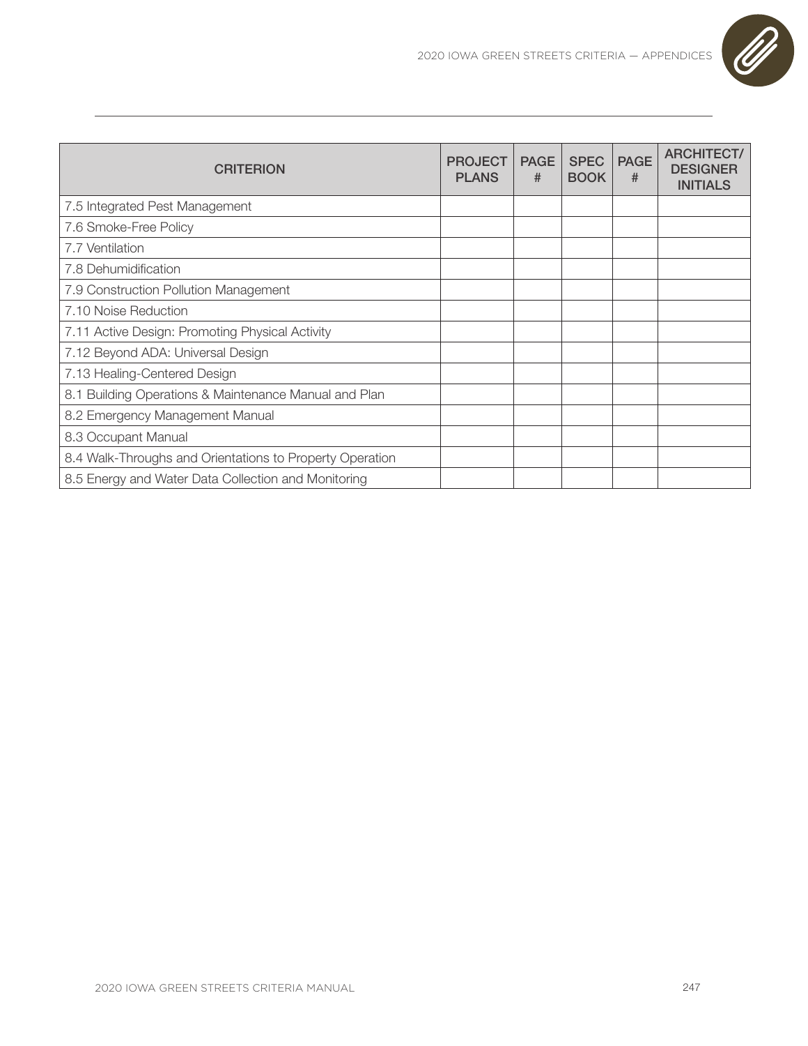| CRITERION | PROJECT PLANS | PAGE # | SPEC BOOK | PAGE # | ARCHITECT/ DESIGNER INITIALS |
|---|---|---|---|---|---|
| 7.5 Integrated Pest Management | | | | | |
| 7.6 Smoke-Free Policy | | | | | |
| 7.7 Ventilation | | | | | |
| 7.8 Dehumidification | | | | | |
| 7.9 Construction Pollution Management | | | | | |
| 7.10 Noise Reduction | | | | | |
| 7.11 Active Design: Promoting Physical Activity | | | | | |
| 7.12 Beyond ADA: Universal Design | | | | | |
| 7.13 Healing-Centered Design | | | | | |
| 8.1 Building Operations & Maintenance Manual and Plan | | | | | |
| 8.2 Emergency Management Manual | | | | | |
| 8.3 Occupant Manual | | | | | |
| 8.4 Walk-Throughs and Orientations to Property Operation | | | | | |
| 8.5 Energy and Water Data Collection and Monitoring | | | | | |